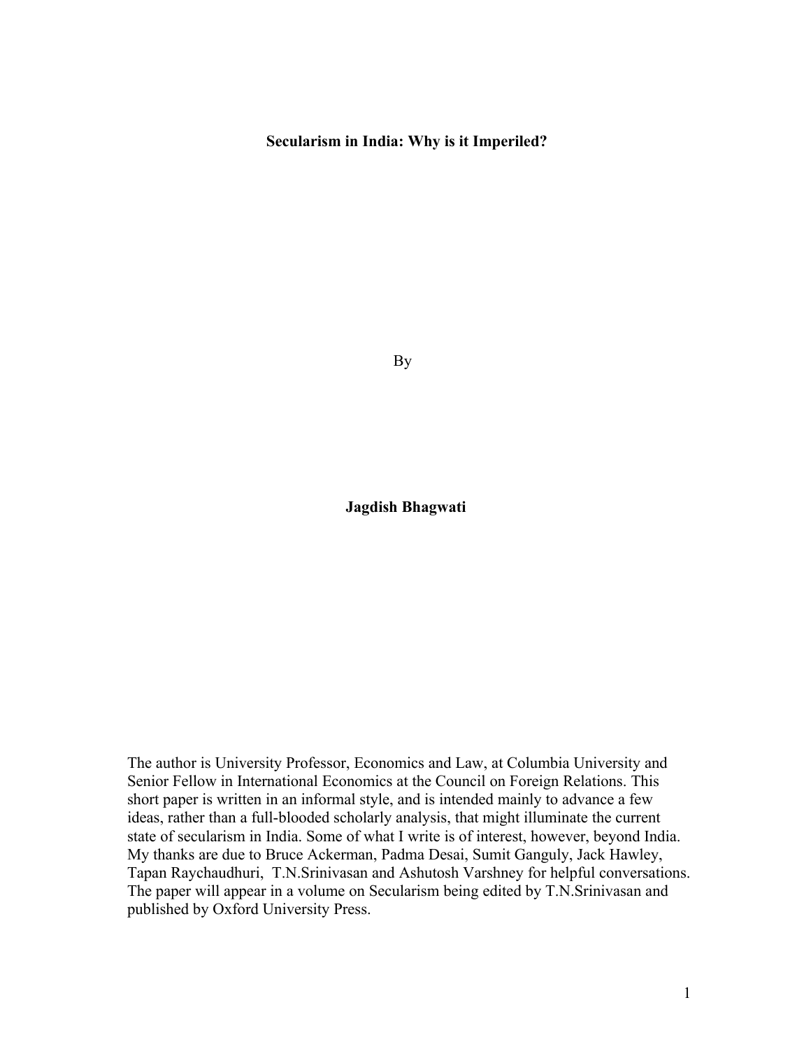# Secularism in India: Why is it Imperiled?

By

**Jagdish Bhagwati**

The author is University Professor, Economics and Law, at Columbia University and Senior Fellow in International Economics at the Council on Foreign Relations. This short paper is written in an informal style, and is intended mainly to advance a few ideas, rather than a full-blooded scholarly analysis, that might illuminate the current state of secularism in India. Some of what I write is of interest, however, beyond India. My thanks are due to Bruce Ackerman, Padma Desai, Sumit Ganguly, Jack Hawley, Tapan Raychaudhuri, T.N.Srinivasan and Ashutosh Varshney for helpful conversations. The paper will appear in a volume on Secularism being edited by T.N.Srinivasan and published by Oxford University Press.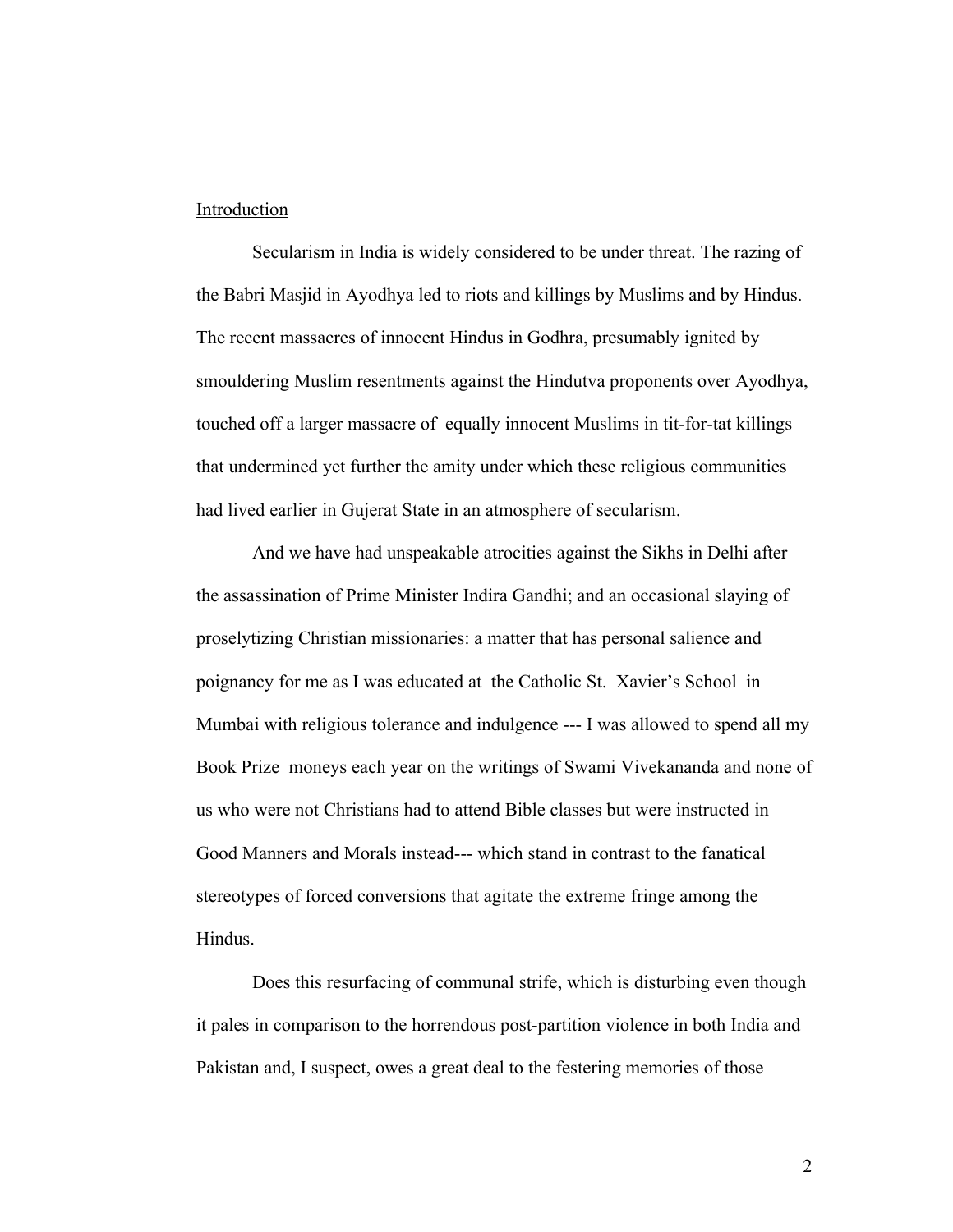Introduction

Secularism in India is widely considered to be under threat. The razing of the Babri Masjid in Ayodhya led to riots and killings by Muslims and by Hindus. The recent massacres of innocent Hindus in Godhra, presumably ignited by smouldering Muslim resentments against the Hindutva proponents over Ayodhya, touched off a larger massacre of equally innocent Muslims in tit-for-tat killings that undermined yet further the amity under which these religious communities had lived earlier in Gujerat State in an atmosphere of secularism.

And we have had unspeakable atrocities against the Sikhs in Delhi after the assassination of Prime Minister Indira Gandhi; and an occasional slaying of proselytizing Christian missionaries: a matter that has personal salience and poignancy for me as I was educated at the Catholic St. Xavier's School in Mumbai with religious tolerance and indulgence --- I was allowed to spend all my Book Prize moneys each year on the writings of Swami Vivekananda and none of us who were not Christians had to attend Bible classes but were instructed in Good Manners and Morals instead--- which stand in contrast to the fanatical stereotypes of forced conversions that agitate the extreme fringe among the Hindus.

Does this resurfacing of communal strife, which is disturbing even though it pales in comparison to the horrendous post-partition violence in both India and Pakistan and, I suspect, owes a great deal to the festering memories of those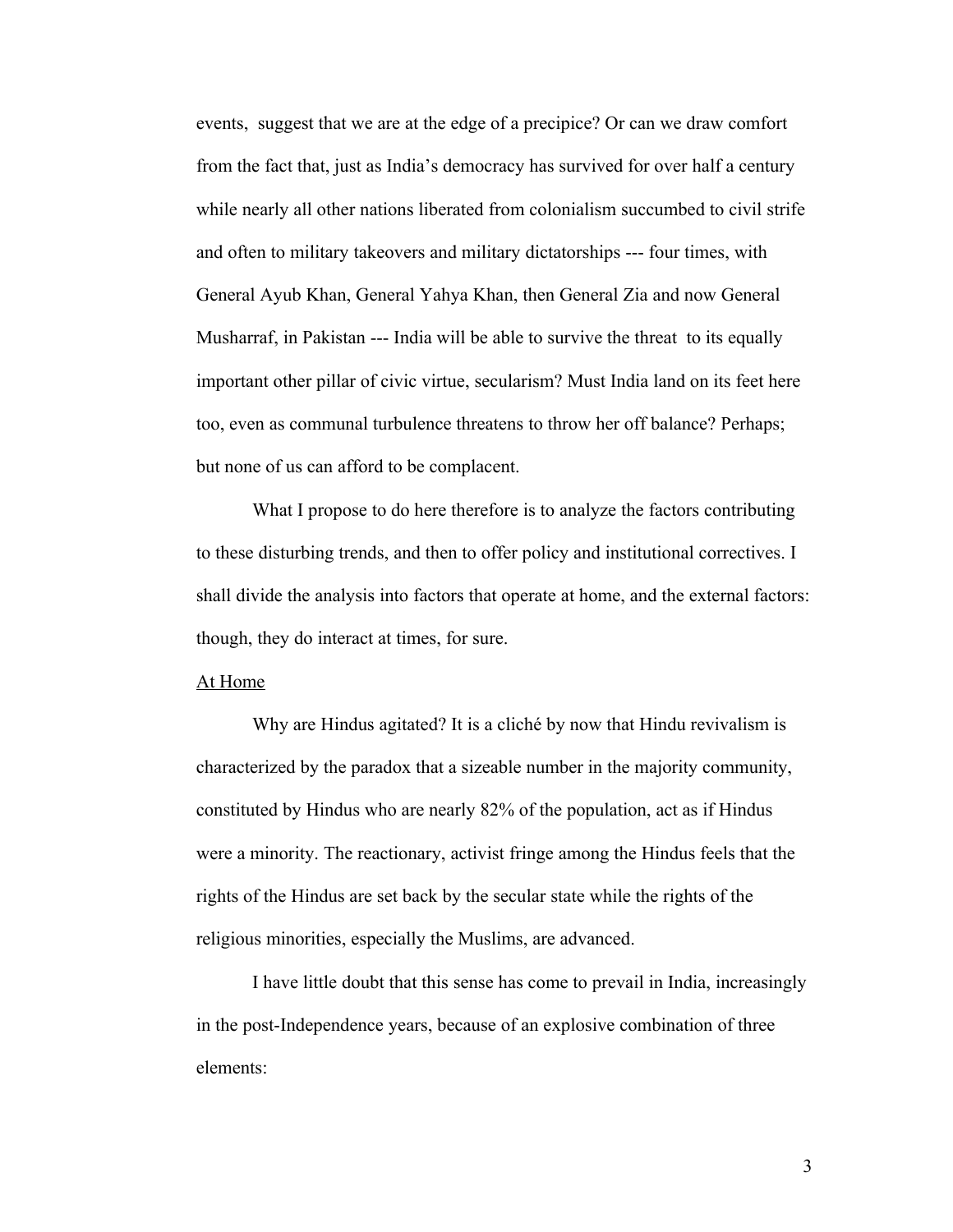events, suggest that we are at the edge of a precipice? Or can we draw comfort from the fact that, just as India's democracy has survived for over half a century while nearly all other nations liberated from colonialism succumbed to civil strife and often to military takeovers and military dictatorships --- four times, with General Ayub Khan, General Yahya Khan, then General Zia and now General Musharraf, in Pakistan --- India will be able to survive the threat to its equally important other pillar of civic virtue, secularism? Must India land on its feet here too, even as communal turbulence threatens to throw her off balance? Perhaps; but none of us can afford to be complacent.

What I propose to do here therefore is to analyze the factors contributing to these disturbing trends, and then to offer policy and institutional correctives. I shall divide the analysis into factors that operate at home, and the external factors: though, they do interact at times, for sure.

## At Home

Why are Hindus agitated? It is a cliché by now that Hindu revivalism is characterized by the paradox that a sizeable number in the majority community, constituted by Hindus who are nearly 82% of the population, act as if Hindus were a minority. The reactionary, activist fringe among the Hindus feels that the rights of the Hindus are set back by the secular state while the rights of the religious minorities, especially the Muslims, are advanced.

I have little doubt that this sense has come to prevail in India, increasingly in the post-Independence years, because of an explosive combination of three elements: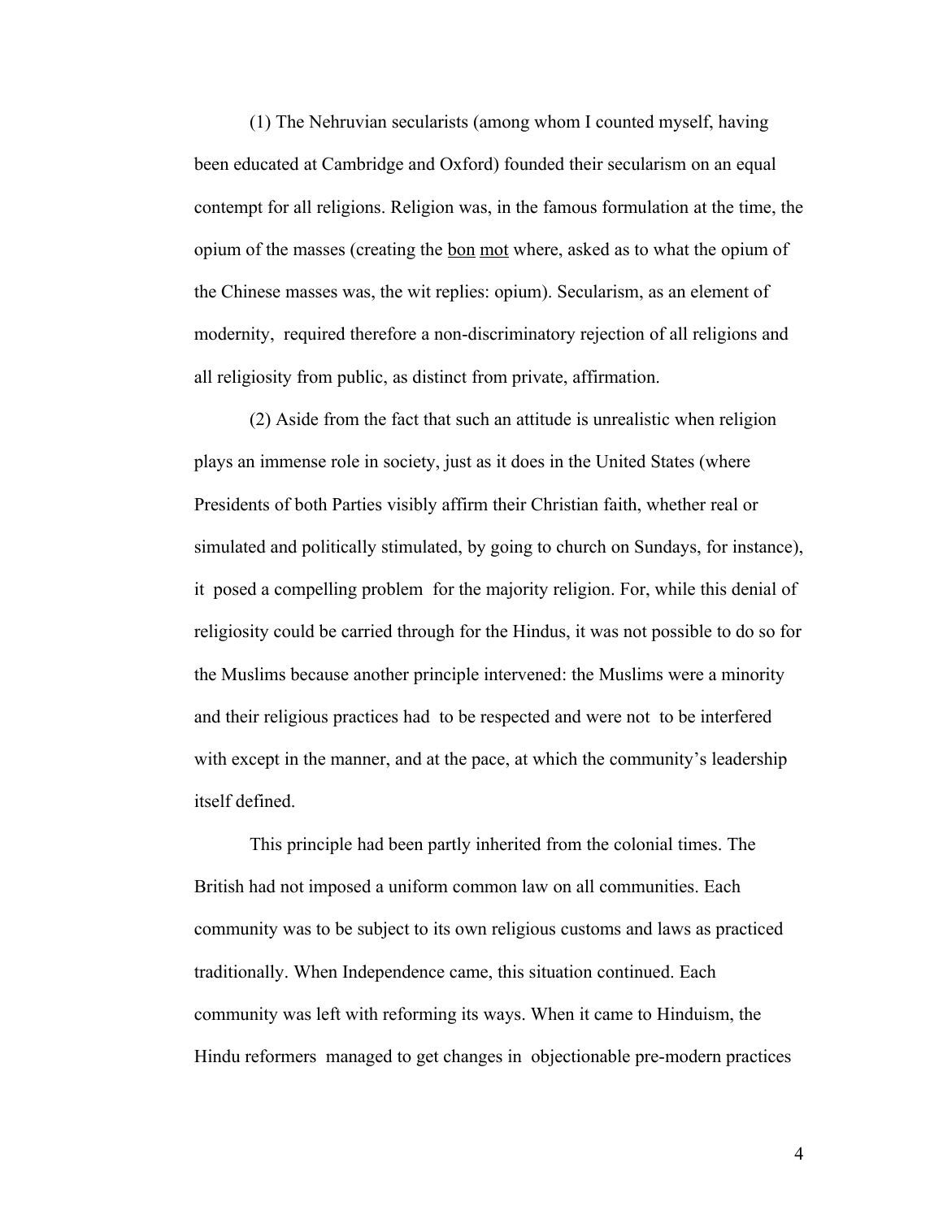(1) The Nehruvian secularists (among whom I counted myself, having been educated at Cambridge and Oxford) founded their secularism on an equal contempt for all religions. Religion was, in the famous formulation at the time, the opium of the masses (creating the bon mot where, asked as to what the opium of the Chinese masses was, the wit replies: opium). Secularism, as an element of modernity, required therefore a non-discriminatory rejection of all religions and all religiosity from public, as distinct from private, affirmation.

(2) Aside from the fact that such an attitude is unrealistic when religion plays an immense role in society, just as it does in the United States (where Presidents of both Parties visibly affirm their Christian faith, whether real or simulated and politically stimulated, by going to church on Sundays, for instance), it posed a compelling problem for the majority religion. For, while this denial of religiosity could be carried through for the Hindus, it was not possible to do so for the Muslims because another principle intervened: the Muslims were a minority and their religious practices had to be respected and were not to be interfered with except in the manner, and at the pace, at which the community's leadership itself defined.

This principle had been partly inherited from the colonial times. The British had not imposed a uniform common law on all communities. Each community was to be subject to its own religious customs and laws as practiced traditionally. When Independence came, this situation continued. Each community was left with reforming its ways. When it came to Hinduism, the Hindu reformers managed to get changes in objectionable pre-modern practices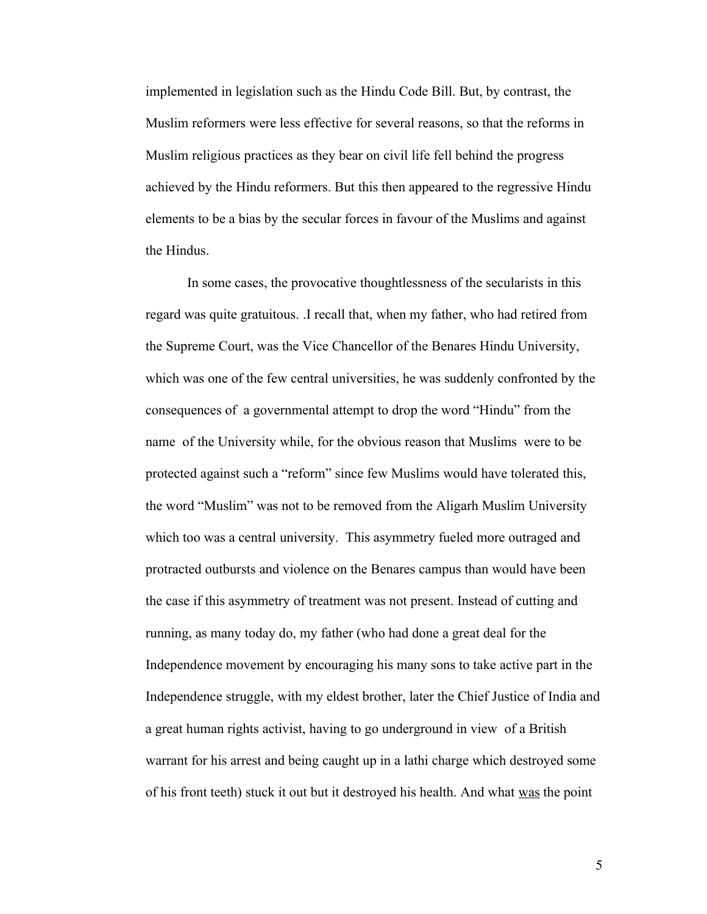implemented in legislation such as the Hindu Code Bill. But, by contrast, the Muslim reformers were less effective for several reasons, so that the reforms in Muslim religious practices as they bear on civil life fell behind the progress achieved by the Hindu reformers. But this then appeared to the regressive Hindu elements to be a bias by the secular forces in favour of the Muslims and against the Hindus.

In some cases, the provocative thoughtlessness of the secularists in this regard was quite gratuitous. .I recall that, when my father, who had retired from the Supreme Court, was the Vice Chancellor of the Benares Hindu University, which was one of the few central universities, he was suddenly confronted by the consequences of a governmental attempt to drop the word "Hindu" from the name of the University while, for the obvious reason that Muslims were to be protected against such a "reform" since few Muslims would have tolerated this, the word "Muslim" was not to be removed from the Aligarh Muslim University which too was a central university. This asymmetry fueled more outraged and protracted outbursts and violence on the Benares campus than would have been the case if this asymmetry of treatment was not present. Instead of cutting and running, as many today do, my father (who had done a great deal for the Independence movement by encouraging his many sons to take active part in the Independence struggle, with my eldest brother, later the Chief Justice of India and a great human rights activist, having to go underground in view of a British warrant for his arrest and being caught up in a lathi charge which destroyed some of his front teeth) stuck it out but it destroyed his health. And what <u>was</u> the point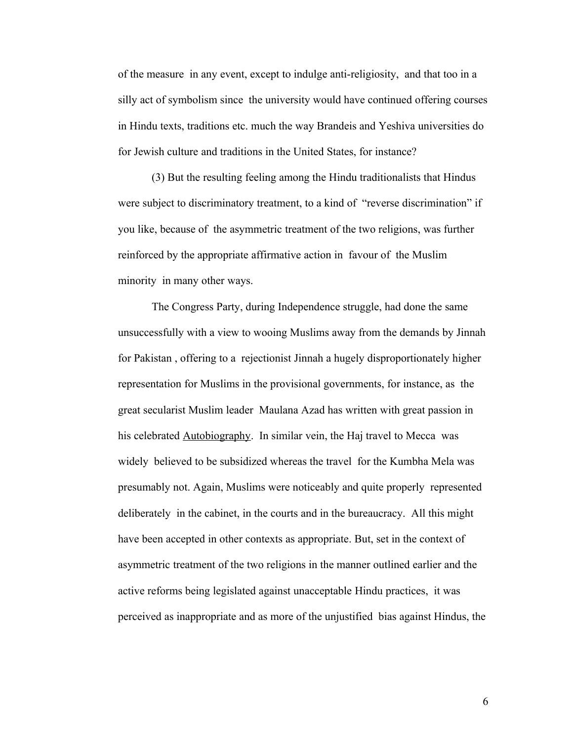of the measure in any event, except to indulge anti-religiosity, and that too in a silly act of symbolism since the university would have continued offering courses in Hindu texts, traditions etc. much the way Brandeis and Yeshiva universities do for Jewish culture and traditions in the United States, for instance?

(3) But the resulting feeling among the Hindu traditionalists that Hindus were subject to discriminatory treatment, to a kind of "reverse discrimination" if you like, because of the asymmetric treatment of the two religions, was further reinforced by the appropriate affirmative action in favour of the Muslim minority in many other ways.

The Congress Party, during Independence struggle, had done the same unsuccessfully with a view to wooing Muslims away from the demands by Jinnah for Pakistan , offering to a rejectionist Jinnah a hugely disproportionately higher representation for Muslims in the provisional governments, for instance, as the great secularist Muslim leader Maulana Azad has written with great passion in his celebrated <u>Autobiography</u>. In similar vein, the Haj travel to Mecca was widely believed to be subsidized whereas the travel for the Kumbha Mela was presumably not. Again, Muslims were noticeably and quite properly represented deliberately in the cabinet, in the courts and in the bureaucracy. All this might have been accepted in other contexts as appropriate. But, set in the context of asymmetric treatment of the two religions in the manner outlined earlier and the active reforms being legislated against unacceptable Hindu practices, it was perceived as inappropriate and as more of the unjustified bias against Hindus, the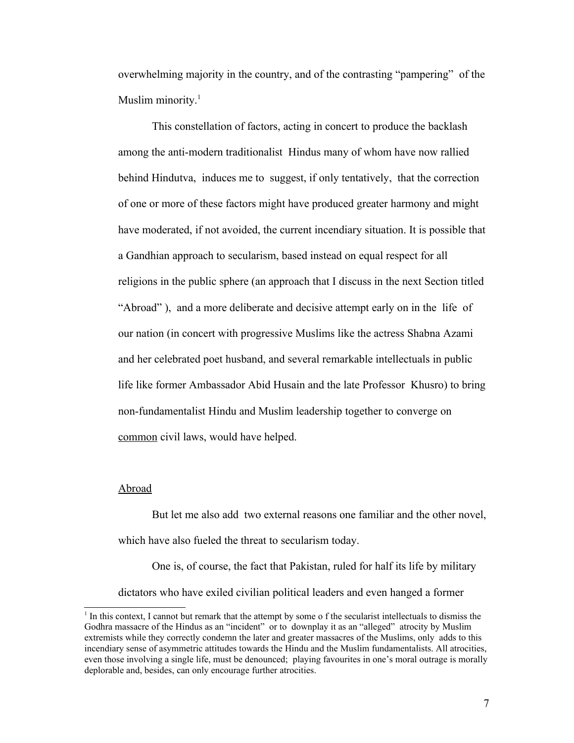overwhelming majority in the country, and of the contrasting "pampering" of the Muslim minority.[1]

This constellation of factors, acting in concert to produce the backlash among the anti-modern traditionalist Hindus many of whom have now rallied behind Hindutva, induces me to suggest, if only tentatively, that the correction of one or more of these factors might have produced greater harmony and might have moderated, if not avoided, the current incendiary situation. It is possible that a Gandhian approach to secularism, based instead on equal respect for all religions in the public sphere (an approach that I discuss in the next Section titled "Abroad" ), and a more deliberate and decisive attempt early on in the life of our nation (in concert with progressive Muslims like the actress Shabna Azami and her celebrated poet husband, and several remarkable intellectuals in public life like former Ambassador Abid Husain and the late Professor Khusro) to bring non-fundamentalist Hindu and Muslim leadership together to converge on <u>common</u> civil laws, would have helped.

## <u>Abroad</u>

But let me also add two external reasons one familiar and the other novel, which have also fueled the threat to secularism today.

One is, of course, the fact that Pakistan, ruled for half its life by military dictators who have exiled civilian political leaders and even hanged a former

[1] In this context, I cannot but remark that the attempt by some o f the secularist intellectuals to dismiss the Godhra massacre of the Hindus as an "incident" or to downplay it as an "alleged" atrocity by Muslim extremists while they correctly condemn the later and greater massacres of the Muslims, only adds to this incendiary sense of asymmetric attitudes towards the Hindu and the Muslim fundamentalists. All atrocities, even those involving a single life, must be denounced; playing favourites in one's moral outrage is morally deplorable and, besides, can only encourage further atrocities.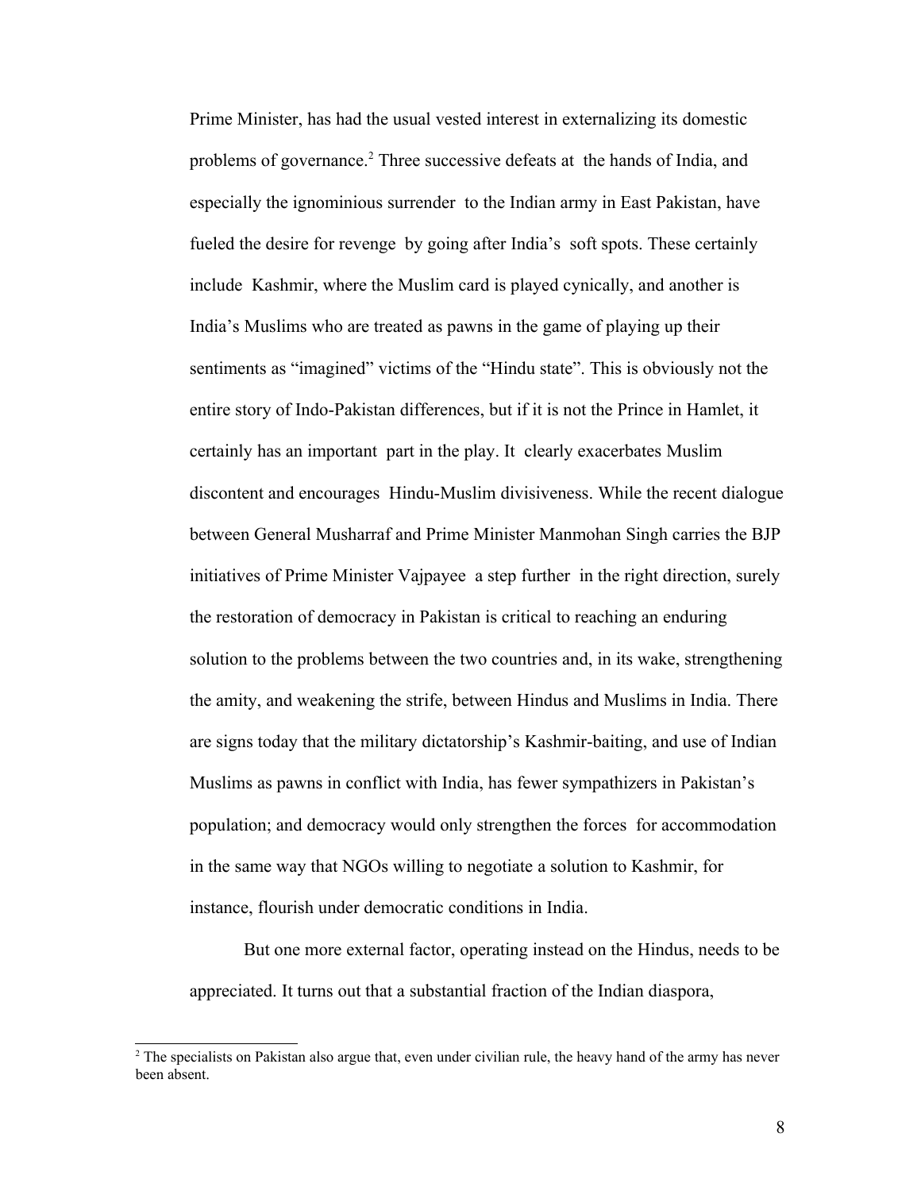Prime Minister, has had the usual vested interest in externalizing its domestic problems of governance.[2] Three successive defeats at the hands of India, and especially the ignominious surrender to the Indian army in East Pakistan, have fueled the desire for revenge by going after India's soft spots. These certainly include Kashmir, where the Muslim card is played cynically, and another is India's Muslims who are treated as pawns in the game of playing up their sentiments as "imagined" victims of the "Hindu state". This is obviously not the entire story of Indo-Pakistan differences, but if it is not the Prince in Hamlet, it certainly has an important part in the play. It clearly exacerbates Muslim discontent and encourages Hindu-Muslim divisiveness. While the recent dialogue between General Musharraf and Prime Minister Manmohan Singh carries the BJP initiatives of Prime Minister Vajpayee a step further in the right direction, surely the restoration of democracy in Pakistan is critical to reaching an enduring solution to the problems between the two countries and, in its wake, strengthening the amity, and weakening the strife, between Hindus and Muslims in India. There are signs today that the military dictatorship's Kashmir-baiting, and use of Indian Muslims as pawns in conflict with India, has fewer sympathizers in Pakistan's population; and democracy would only strengthen the forces for accommodation in the same way that NGOs willing to negotiate a solution to Kashmir, for instance, flourish under democratic conditions in India.

But one more external factor, operating instead on the Hindus, needs to be appreciated. It turns out that a substantial fraction of the Indian diaspora,

[2] The specialists on Pakistan also argue that, even under civilian rule, the heavy hand of the army has never been absent.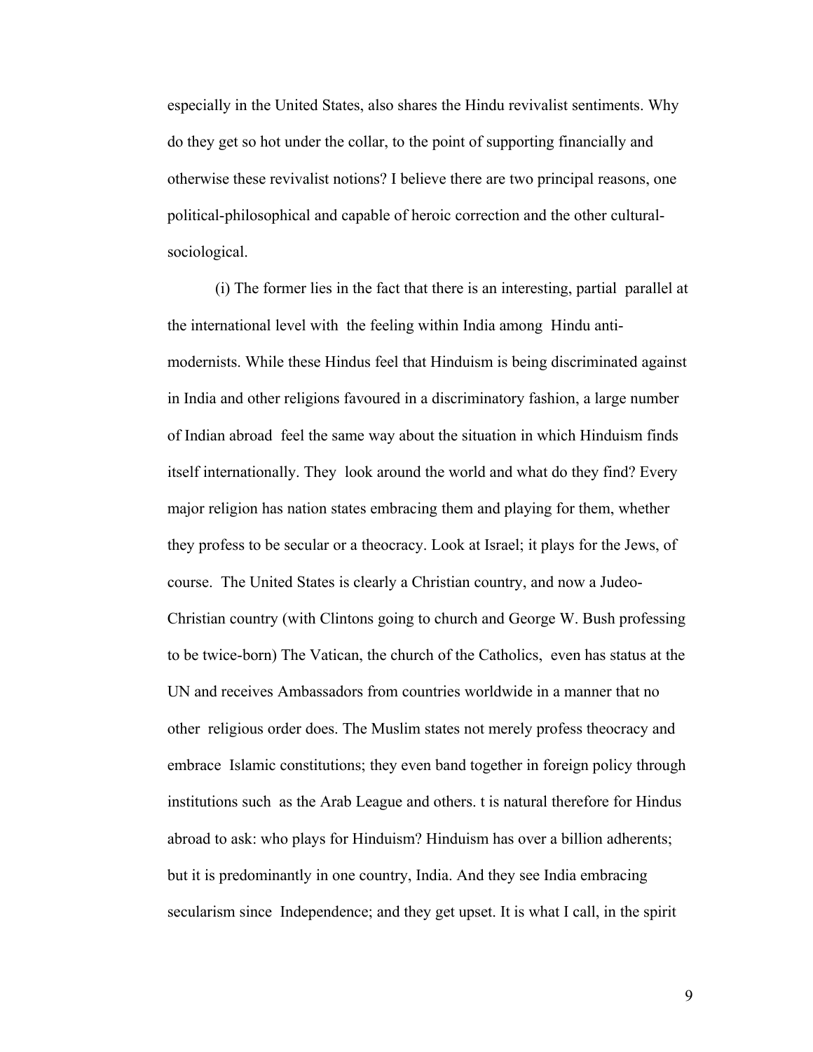especially in the United States, also shares the Hindu revivalist sentiments. Why do they get so hot under the collar, to the point of supporting financially and otherwise these revivalist notions? I believe there are two principal reasons, one political-philosophical and capable of heroic correction and the other cultural-sociological.

(i) The former lies in the fact that there is an interesting, partial parallel at the international level with the feeling within India among Hindu anti-modernists. While these Hindus feel that Hinduism is being discriminated against in India and other religions favoured in a discriminatory fashion, a large number of Indian abroad feel the same way about the situation in which Hinduism finds itself internationally. They look around the world and what do they find? Every major religion has nation states embracing them and playing for them, whether they profess to be secular or a theocracy. Look at Israel; it plays for the Jews, of course. The United States is clearly a Christian country, and now a Judeo-Christian country (with Clintons going to church and George W. Bush professing to be twice-born) The Vatican, the church of the Catholics, even has status at the UN and receives Ambassadors from countries worldwide in a manner that no other religious order does. The Muslim states not merely profess theocracy and embrace Islamic constitutions; they even band together in foreign policy through institutions such as the Arab League and others. t is natural therefore for Hindus abroad to ask: who plays for Hinduism? Hinduism has over a billion adherents; but it is predominantly in one country, India. And they see India embracing secularism since Independence; and they get upset. It is what I call, in the spirit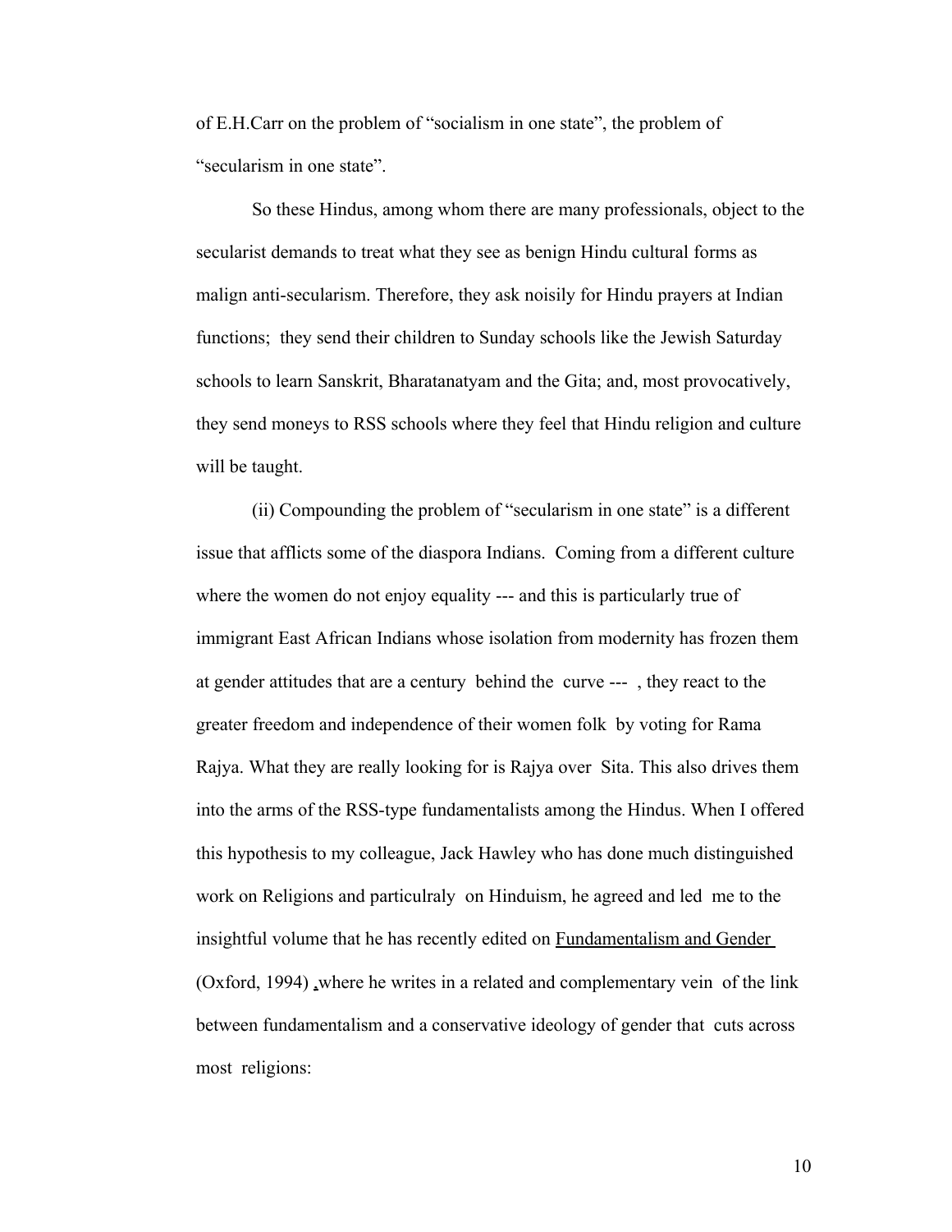of E.H.Carr on the problem of "socialism in one state", the problem of "secularism in one state".

So these Hindus, among whom there are many professionals, object to the secularist demands to treat what they see as benign Hindu cultural forms as malign anti-secularism. Therefore, they ask noisily for Hindu prayers at Indian functions; they send their children to Sunday schools like the Jewish Saturday schools to learn Sanskrit, Bharatanatyam and the Gita; and, most provocatively, they send moneys to RSS schools where they feel that Hindu religion and culture will be taught.

(ii) Compounding the problem of "secularism in one state" is a different issue that afflicts some of the diaspora Indians. Coming from a different culture where the women do not enjoy equality --- and this is particularly true of immigrant East African Indians whose isolation from modernity has frozen them at gender attitudes that are a century behind the curve --- , they react to the greater freedom and independence of their women folk by voting for Rama Rajya. What they are really looking for is Rajya over Sita. This also drives them into the arms of the RSS-type fundamentalists among the Hindus. When I offered this hypothesis to my colleague, Jack Hawley who has done much distinguished work on Religions and particulraly on Hinduism, he agreed and led me to the insightful volume that he has recently edited on Fundamentalism and Gender (Oxford, 1994) ,where he writes in a related and complementary vein of the link between fundamentalism and a conservative ideology of gender that cuts across most religions: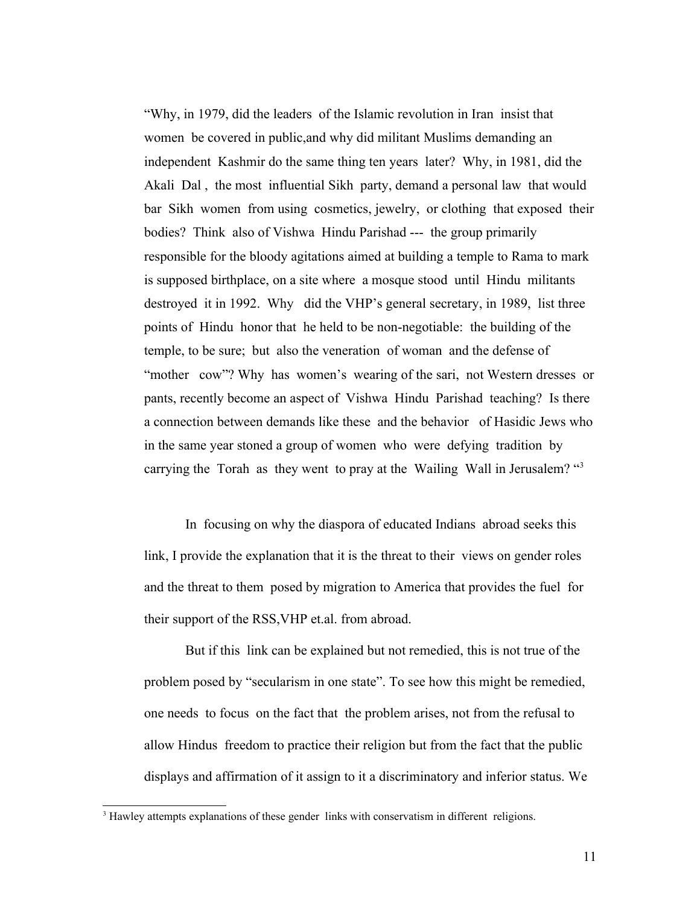"Why, in 1979, did the leaders of the Islamic revolution in Iran insist that women be covered in public,and why did militant Muslims demanding an independent Kashmir do the same thing ten years later? Why, in 1981, did the Akali Dal , the most influential Sikh party, demand a personal law that would bar Sikh women from using cosmetics, jewelry, or clothing that exposed their bodies? Think also of Vishwa Hindu Parishad --- the group primarily responsible for the bloody agitations aimed at building a temple to Rama to mark is supposed birthplace, on a site where a mosque stood until Hindu militants destroyed it in 1992. Why did the VHP's general secretary, in 1989, list three points of Hindu honor that he held to be non-negotiable: the building of the temple, to be sure; but also the veneration of woman and the defense of "mother cow"? Why has women's wearing of the sari, not Western dresses or pants, recently become an aspect of Vishwa Hindu Parishad teaching? Is there a connection between demands like these and the behavior of Hasidic Jews who in the same year stoned a group of women who were defying tradition by carrying the Torah as they went to pray at the Wailing Wall in Jerusalem? "[3]

In focusing on why the diaspora of educated Indians abroad seeks this link, I provide the explanation that it is the threat to their views on gender roles and the threat to them posed by migration to America that provides the fuel for their support of the RSS,VHP et.al. from abroad.

But if this link can be explained but not remedied, this is not true of the problem posed by "secularism in one state". To see how this might be remedied, one needs to focus on the fact that the problem arises, not from the refusal to allow Hindus freedom to practice their religion but from the fact that the public displays and affirmation of it assign to it a discriminatory and inferior status. We

[3] Hawley attempts explanations of these gender links with conservatism in different religions.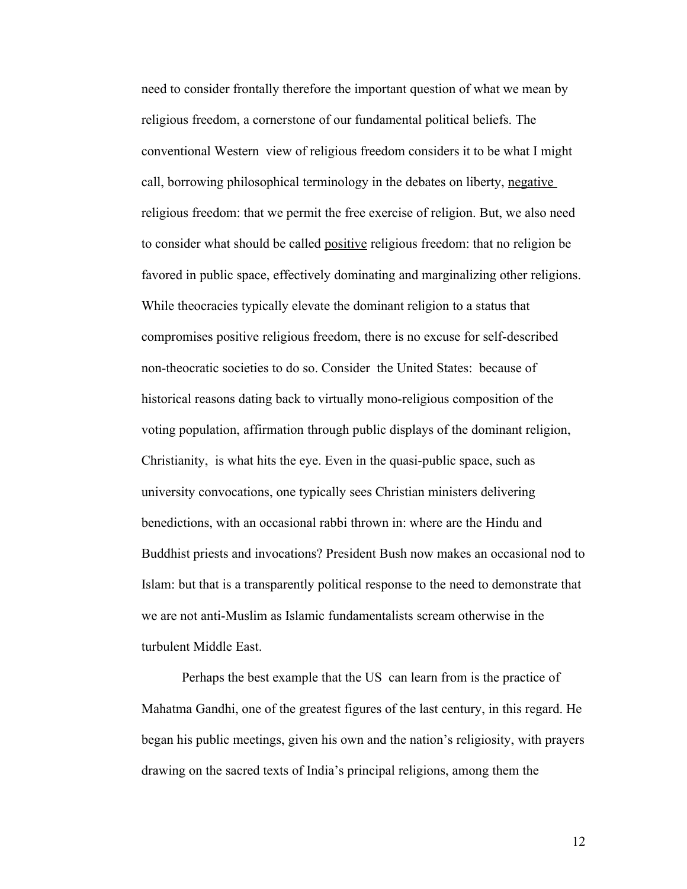need to consider frontally therefore the important question of what we mean by religious freedom, a cornerstone of our fundamental political beliefs. The conventional Western view of religious freedom considers it to be what I might call, borrowing philosophical terminology in the debates on liberty, <u>negative</u> religious freedom: that we permit the free exercise of religion. But, we also need to consider what should be called <u>positive</u> religious freedom: that no religion be favored in public space, effectively dominating and marginalizing other religions. While theocracies typically elevate the dominant religion to a status that compromises positive religious freedom, there is no excuse for self-described non-theocratic societies to do so. Consider the United States: because of historical reasons dating back to virtually mono-religious composition of the voting population, affirmation through public displays of the dominant religion, Christianity, is what hits the eye. Even in the quasi-public space, such as university convocations, one typically sees Christian ministers delivering benedictions, with an occasional rabbi thrown in: where are the Hindu and Buddhist priests and invocations? President Bush now makes an occasional nod to Islam: but that is a transparently political response to the need to demonstrate that we are not anti-Muslim as Islamic fundamentalists scream otherwise in the turbulent Middle East.

Perhaps the best example that the US can learn from is the practice of Mahatma Gandhi, one of the greatest figures of the last century, in this regard. He began his public meetings, given his own and the nation's religiosity, with prayers drawing on the sacred texts of India's principal religions, among them the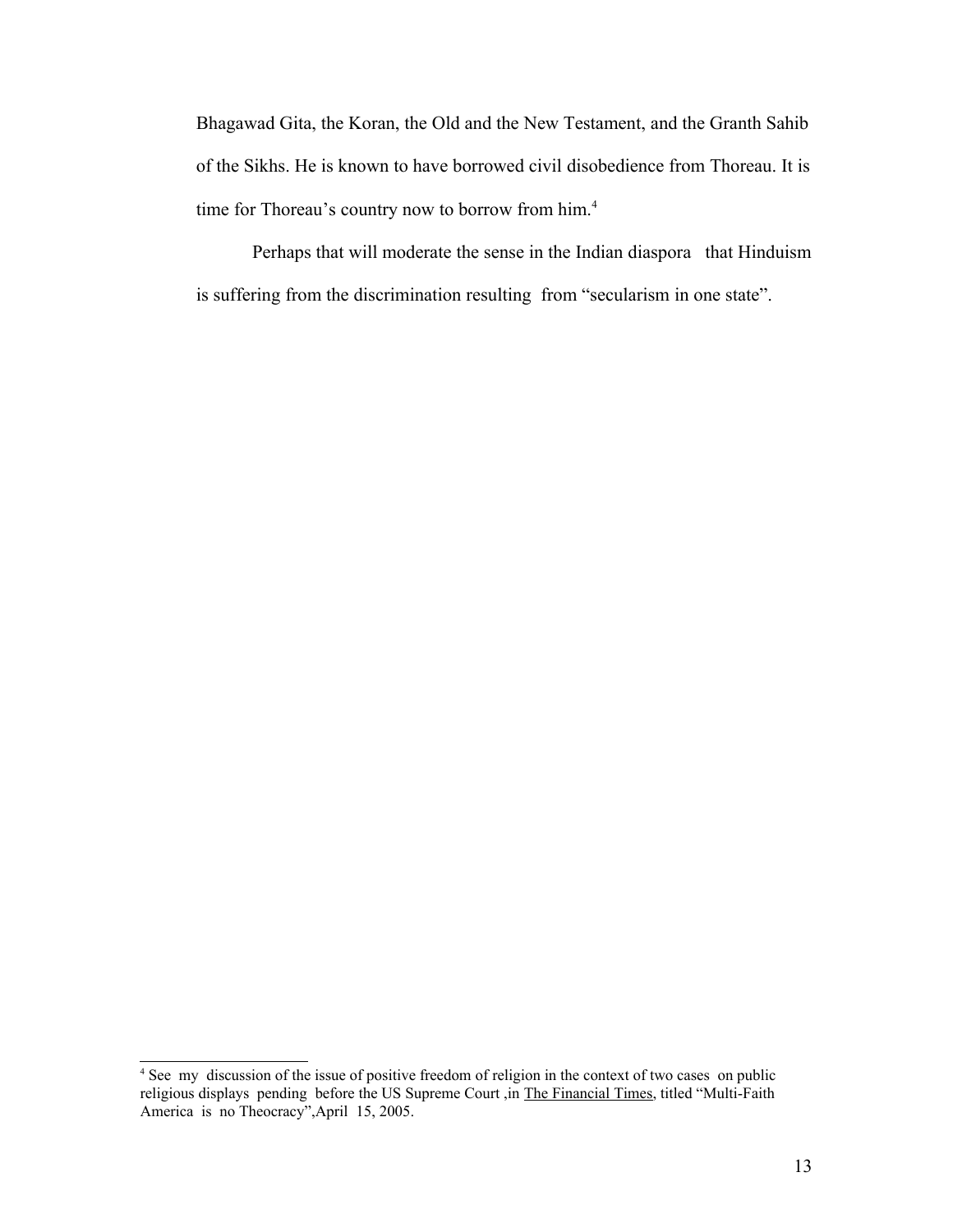Bhagawad Gita, the Koran, the Old and the New Testament, and the Granth Sahib of the Sikhs. He is known to have borrowed civil disobedience from Thoreau. It is time for Thoreau's country now to borrow from him.[4]

Perhaps that will moderate the sense in the Indian diaspora that Hinduism is suffering from the discrimination resulting from "secularism in one state".

---

[4] See my discussion of the issue of positive freedom of religion in the context of two cases on public religious displays pending before the US Supreme Court ,in The Financial Times, titled "Multi-Faith America is no Theocracy",April 15, 2005.